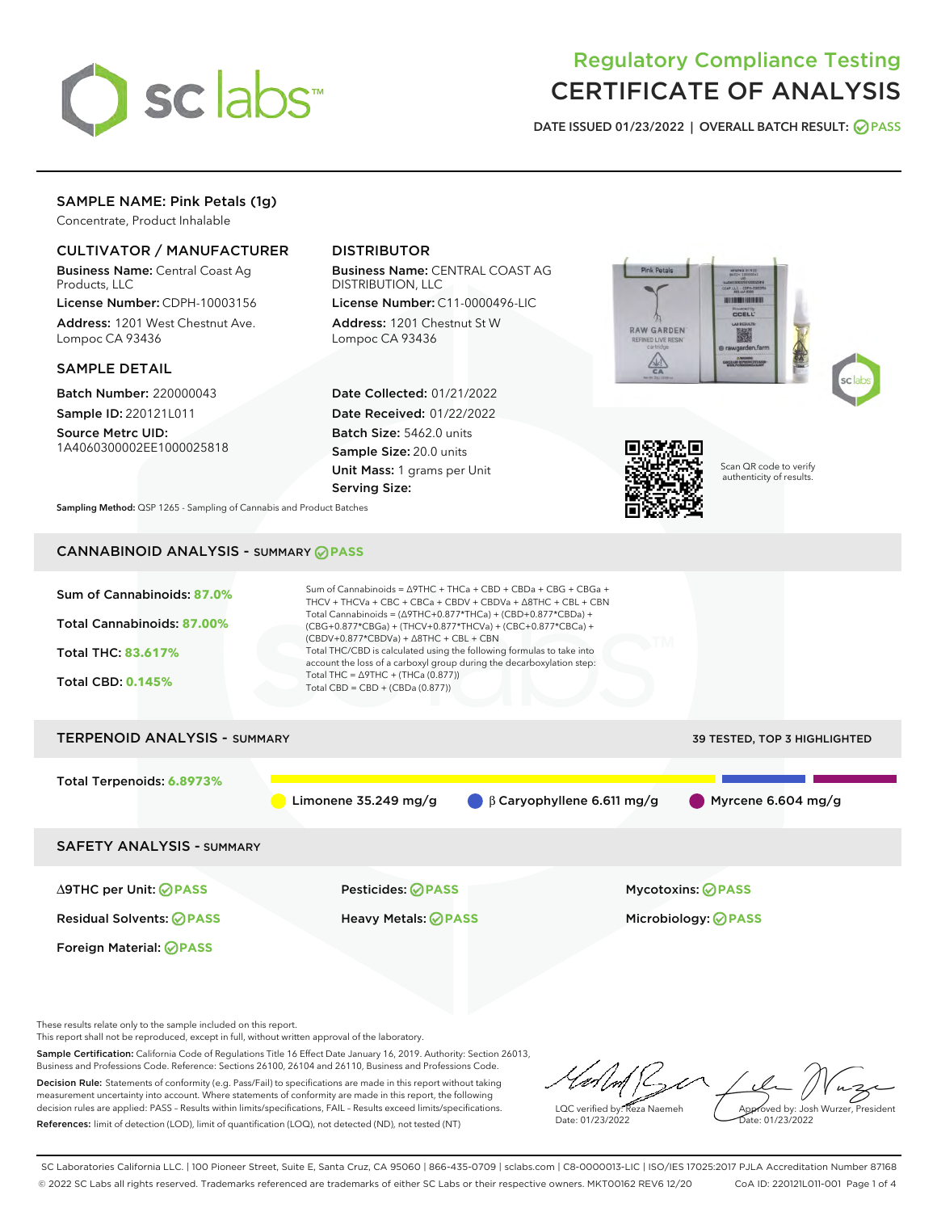# Regulatory Compliance Testing
# CERTIFICATE OF ANALYSIS

DATE ISSUED 01/23/2022 | OVERALL BATCH RESULT: PASS

## SAMPLE NAME: Pink Petals (1g)

Concentrate, Product Inhalable

### CULTIVATOR / MANUFACTURER

**Business Name:** Central Coast Ag Products, LLC

**License Number:** CDPH-10003156

**Address:** 1201 West Chestnut Ave. Lompoc CA 93436

### DISTRIBUTOR

**Business Name:** CENTRAL COAST AG DISTRIBUTION, LLC

**License Number:** C11-0000496-LIC

**Address:** 1201 Chestnut St W Lompoc CA 93436

### SAMPLE DETAIL

**Batch Number:** 220000043

**Sample ID:** 220121L011

**Source Metrc UID:** 1A4060300002EE1000025818

**Date Collected:** 01/21/2022

**Date Received:** 01/22/2022

**Batch Size:** 5462.0 units

**Sample Size:** 20.0 units

**Unit Mass:** 1 grams per Unit

**Serving Size:**

Scan QR code to verify authenticity of results.

**Sampling Method:** QSP 1265 - Sampling of Cannabis and Product Batches

## CANNABINOID ANALYSIS - SUMMARY PASS

**Sum of Cannabinoids:** 87.0%

**Total Cannabinoids:** 87.00%

**Total THC:** 83.617%

**Total CBD:** 0.145%

Sum of Cannabinoids = Δ9THC + THCa + CBD + CBDa + CBG + CBGa + THCV + THCVa + CBC + CBCa + CBDV + CBDVa + Δ8THC + CBL + CBN

Total Cannabinoids = (Δ9THC+0.877*THCa) + (CBD+0.877*CBDa) + (CBG+0.877*CBGa) + (THCV+0.877*THCVa) + (CBC+0.877*CBCa) + (CBDV+0.877*CBDVa) + Δ8THC + CBL + CBN

Total THC/CBD is calculated using the following formulas to take into account the loss of a carboxyl group during the decarboxylation step:

Total THC = Δ9THC + (THCa (0.877))

Total CBD = CBD + (CBDa (0.877))

## TERPENOID ANALYSIS - SUMMARY

39 TESTED, TOP 3 HIGHLIGHTED

**Total Terpenoids:** 6.8973%

Limonene 35.249 mg/g | β Caryophyllene 6.611 mg/g | Myrcene 6.604 mg/g

## SAFETY ANALYSIS - SUMMARY

| | | |
|---|---|---|
| Δ9THC per Unit: PASS | Pesticides: PASS | Mycotoxins: PASS |
| Residual Solvents: PASS | Heavy Metals: PASS | Microbiology: PASS |
| Foreign Material: PASS | | |

These results relate only to the sample included on this report.
This report shall not be reproduced, except in full, without written approval of the laboratory.

**Sample Certification:** California Code of Regulations Title 16 Effect Date January 16, 2019. Authority: Section 26013, Business and Professions Code. Reference: Sections 26100, 26104 and 26110, Business and Professions Code.

**Decision Rule:** Statements of conformity (e.g. Pass/Fail) to specifications are made in this report without taking measurement uncertainty into account. Where statements of conformity are made in this report, the following decision rules are applied: PASS – Results within limits/specifications, FAIL – Results exceed limits/specifications.

**References:** limit of detection (LOD), limit of quantification (LOQ), not detected (ND), not tested (NT)

LQC verified by: Reza Naemeh
Date: 01/23/2022

Approved by: Josh Wurzer, President
Date: 01/23/2022

SC Laboratories California LLC. | 100 Pioneer Street, Suite E, Santa Cruz, CA 95060 | 866-435-0709 | sclabs.com | C8-0000013-LIC | ISO/IES 17025:2017 PJLA Accreditation Number 87168
© 2022 SC Labs all rights reserved. Trademarks referenced are trademarks of either SC Labs or their respective owners. MKT00162 REV6 12/20 CoA ID: 220121L011-001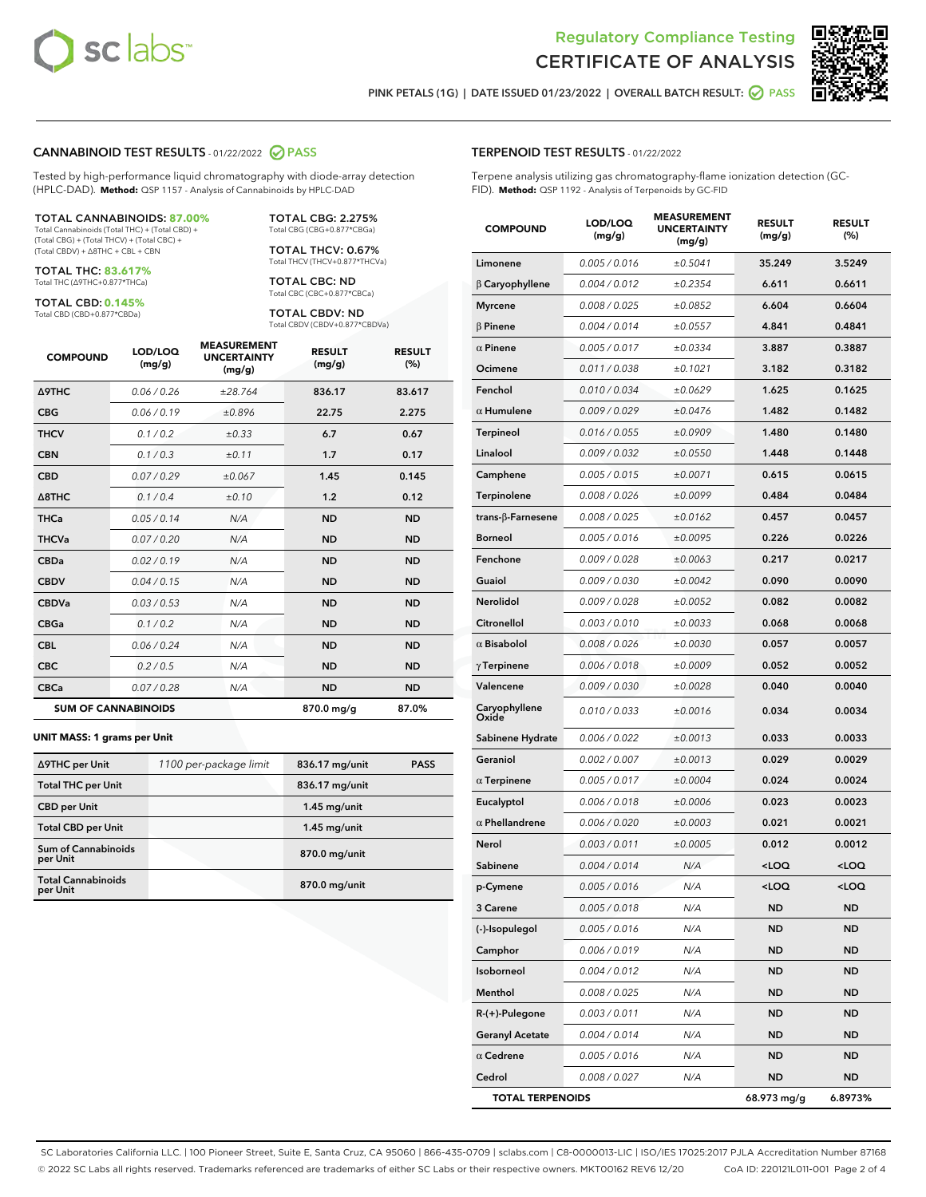## Regulatory Compliance Testing
## CERTIFICATE OF ANALYSIS

PINK PETALS (1G) | DATE ISSUED 01/23/2022 | OVERALL BATCH RESULT: PASS

### CANNABINOID TEST RESULTS - 01/22/2022 PASS

Tested by high-performance liquid chromatography with diode-array detection (HPLC-DAD). **Method:** QSP 1157 - Analysis of Cannabinoids by HPLC-DAD

**TOTAL CANNABINOIDS: 87.00%**
Total Cannabinoids (Total THC) + (Total CBD) + (Total CBG) + (Total THCV) + (Total CBC) + (Total CBDV) + Δ8THC + CBL + CBN

**TOTAL THC: 83.617%**
Total THC (Δ9THC+0.877*THCa)

**TOTAL CBD: 0.145%**
Total CBD (CBD+0.877*CBDa)

**TOTAL CBG: 2.275%**
Total CBG (CBG+0.877*CBGa)

**TOTAL THCV: 0.67%**
Total THCV (THCV+0.877*THCVa)

**TOTAL CBC: ND**
Total CBC (CBC+0.877*CBCa)

**TOTAL CBDV: ND**
Total CBDV (CBDV+0.877*CBDVa)

| COMPOUND | LOD/LOQ (mg/g) | MEASUREMENT UNCERTAINTY (mg/g) | RESULT (mg/g) | RESULT (%) |
|---|---|---|---|---|
| Δ9THC | 0.06 / 0.26 | ±28.764 | 836.17 | 83.617 |
| CBG | 0.06 / 0.19 | ±0.896 | 22.75 | 2.275 |
| THCV | 0.1 / 0.2 | ±0.33 | 6.7 | 0.67 |
| CBN | 0.1 / 0.3 | ±0.11 | 1.7 | 0.17 |
| CBD | 0.07 / 0.29 | ±0.067 | 1.45 | 0.145 |
| Δ8THC | 0.1 / 0.4 | ±0.10 | 1.2 | 0.12 |
| THCa | 0.05 / 0.14 | N/A | ND | ND |
| THCVa | 0.07 / 0.20 | N/A | ND | ND |
| CBDa | 0.02 / 0.19 | N/A | ND | ND |
| CBDV | 0.04 / 0.15 | N/A | ND | ND |
| CBDVa | 0.03 / 0.53 | N/A | ND | ND |
| CBGa | 0.1 / 0.2 | N/A | ND | ND |
| CBL | 0.06 / 0.24 | N/A | ND | ND |
| CBC | 0.2 / 0.5 | N/A | ND | ND |
| CBCa | 0.07 / 0.28 | N/A | ND | ND |
| **SUM OF CANNABINOIDS** | | | 870.0 mg/g | 87.0% |

**UNIT MASS: 1 grams per Unit**

| | | | |
|---|---|---|---|
| Δ9THC per Unit | 1100 per-package limit | 836.17 mg/unit | PASS |
| Total THC per Unit | | 836.17 mg/unit | |
| CBD per Unit | | 1.45 mg/unit | |
| Total CBD per Unit | | 1.45 mg/unit | |
| Sum of Cannabinoids per Unit | | 870.0 mg/unit | |
| Total Cannabinoids per Unit | | 870.0 mg/unit | |

### TERPENOID TEST RESULTS - 01/22/2022

Terpene analysis utilizing gas chromatography-flame ionization detection (GC-FID). **Method:** QSP 1192 - Analysis of Terpenoids by GC-FID

| COMPOUND | LOD/LOQ (mg/g) | MEASUREMENT UNCERTAINTY (mg/g) | RESULT (mg/g) | RESULT (%) |
|---|---|---|---|---|
| Limonene | 0.005 / 0.016 | ±0.5041 | 35.249 | 3.5249 |
| β Caryophyllene | 0.004 / 0.012 | ±0.2354 | 6.611 | 0.6611 |
| Myrcene | 0.008 / 0.025 | ±0.0852 | 6.604 | 0.6604 |
| β Pinene | 0.004 / 0.014 | ±0.0557 | 4.841 | 0.4841 |
| α Pinene | 0.005 / 0.017 | ±0.0334 | 3.887 | 0.3887 |
| Ocimene | 0.011 / 0.038 | ±0.1021 | 3.182 | 0.3182 |
| Fenchol | 0.010 / 0.034 | ±0.0629 | 1.625 | 0.1625 |
| α Humulene | 0.009 / 0.029 | ±0.0476 | 1.482 | 0.1482 |
| Terpineol | 0.016 / 0.055 | ±0.0909 | 1.480 | 0.1480 |
| Linalool | 0.009 / 0.032 | ±0.0550 | 1.448 | 0.1448 |
| Camphene | 0.005 / 0.015 | ±0.0071 | 0.615 | 0.0615 |
| Terpinolene | 0.008 / 0.026 | ±0.0099 | 0.484 | 0.0484 |
| trans-β-Farnesene | 0.008 / 0.025 | ±0.0162 | 0.457 | 0.0457 |
| Borneol | 0.005 / 0.016 | ±0.0095 | 0.226 | 0.0226 |
| Fenchone | 0.009 / 0.028 | ±0.0063 | 0.217 | 0.0217 |
| Guaiol | 0.009 / 0.030 | ±0.0042 | 0.090 | 0.0090 |
| Nerolidol | 0.009 / 0.028 | ±0.0052 | 0.082 | 0.0082 |
| Citronellol | 0.003 / 0.010 | ±0.0033 | 0.068 | 0.0068 |
| α Bisabolol | 0.008 / 0.026 | ±0.0030 | 0.057 | 0.0057 |
| γ Terpinene | 0.006 / 0.018 | ±0.0009 | 0.052 | 0.0052 |
| Valencene | 0.009 / 0.030 | ±0.0028 | 0.040 | 0.0040 |
| Caryophyllene Oxide | 0.010 / 0.033 | ±0.0016 | 0.034 | 0.0034 |
| Sabinene Hydrate | 0.006 / 0.022 | ±0.0013 | 0.033 | 0.0033 |
| Geraniol | 0.002 / 0.007 | ±0.0013 | 0.029 | 0.0029 |
| α Terpinene | 0.005 / 0.017 | ±0.0004 | 0.024 | 0.0024 |
| Eucalyptol | 0.006 / 0.018 | ±0.0006 | 0.023 | 0.0023 |
| α Phellandrene | 0.006 / 0.020 | ±0.0003 | 0.021 | 0.0021 |
| Nerol | 0.003 / 0.011 | ±0.0005 | 0.012 | 0.0012 |
| Sabinene | 0.004 / 0.014 | N/A | <LOQ | <LOQ |
| p-Cymene | 0.005 / 0.016 | N/A | <LOQ | <LOQ |
| 3 Carene | 0.005 / 0.018 | N/A | ND | ND |
| (-)-Isopulegol | 0.005 / 0.016 | N/A | ND | ND |
| Camphor | 0.006 / 0.019 | N/A | ND | ND |
| Isoborneol | 0.004 / 0.012 | N/A | ND | ND |
| Menthol | 0.008 / 0.025 | N/A | ND | ND |
| R-(+)-Pulegone | 0.003 / 0.011 | N/A | ND | ND |
| Geranyl Acetate | 0.004 / 0.014 | N/A | ND | ND |
| α Cedrene | 0.005 / 0.016 | N/A | ND | ND |
| Cedrol | 0.008 / 0.027 | N/A | ND | ND |
| **TOTAL TERPENOIDS** | | | 68.973 mg/g | 6.8973% |

SC Laboratories California LLC. | 100 Pioneer Street, Suite E, Santa Cruz, CA 95060 | 866-435-0709 | sclabs.com | C8-0000013-LIC | ISO/IES 17025:2017 PJLA Accreditation Number 87168
© 2022 SC Labs all rights reserved. Trademarks referenced are trademarks of either SC Labs or their respective owners. MKT00162 REV6 12/20 CoA ID: 220121L011-001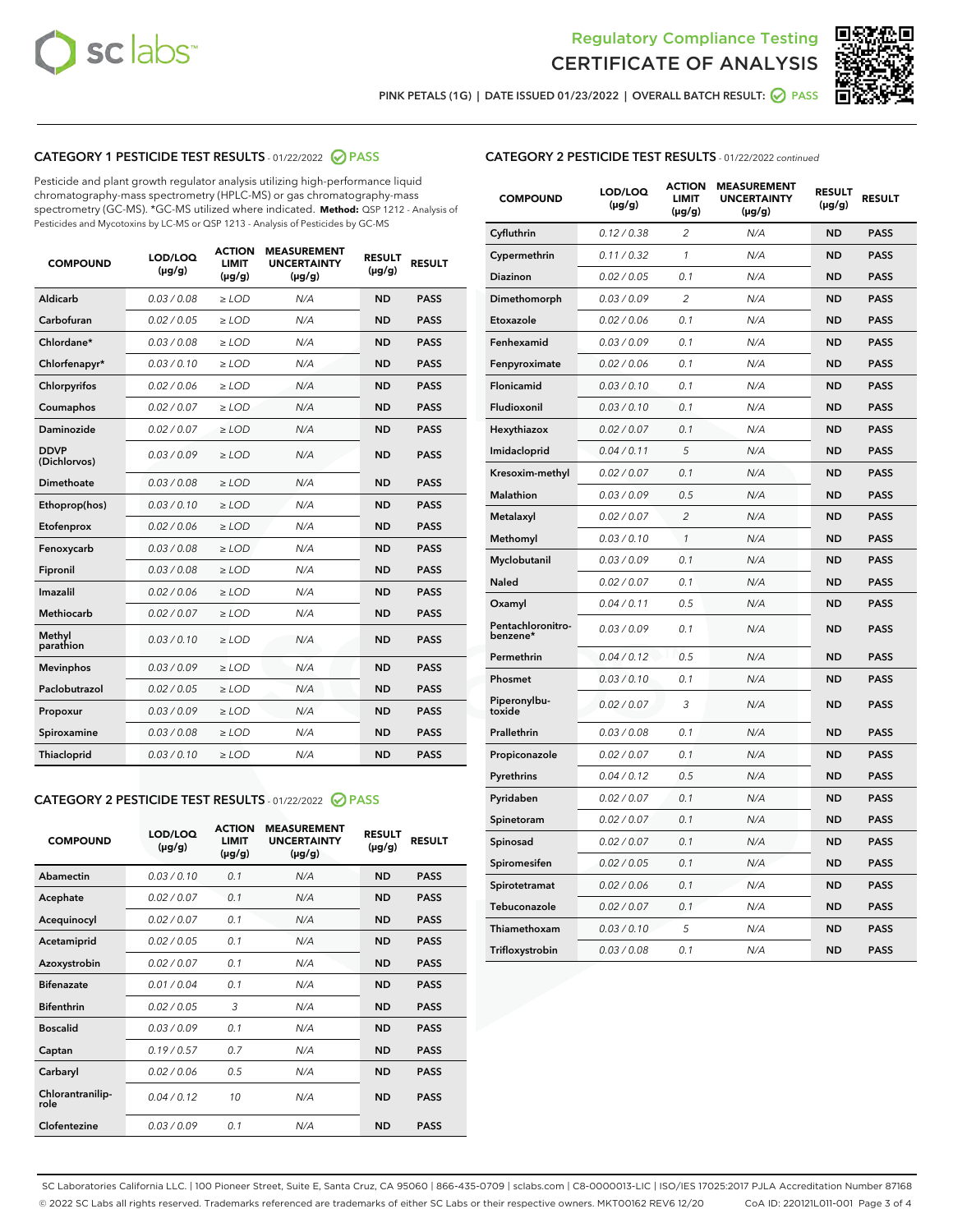Regulatory Compliance Testing

CERTIFICATE OF ANALYSIS

PINK PETALS (1G) | DATE ISSUED 01/23/2022 | OVERALL BATCH RESULT: PASS

## CATEGORY 1 PESTICIDE TEST RESULTS - 01/22/2022 PASS

Pesticide and plant growth regulator analysis utilizing high-performance liquid chromatography-mass spectrometry (HPLC-MS) or gas chromatography-mass spectrometry (GC-MS). *GC-MS utilized where indicated. **Method:** QSP 1212 - Analysis of Pesticides and Mycotoxins by LC-MS or QSP 1213 - Analysis of Pesticides by GC-MS

| COMPOUND | LOD/LOQ (µg/g) | ACTION LIMIT (µg/g) | MEASUREMENT UNCERTAINTY (µg/g) | RESULT (µg/g) | RESULT |
|---|---|---|---|---|---|
| Aldicarb | 0.03 / 0.08 | ≥ LOD | N/A | ND | PASS |
| Carbofuran | 0.02 / 0.05 | ≥ LOD | N/A | ND | PASS |
| Chlordane* | 0.03 / 0.08 | ≥ LOD | N/A | ND | PASS |
| Chlorfenapyr* | 0.03 / 0.10 | ≥ LOD | N/A | ND | PASS |
| Chlorpyrifos | 0.02 / 0.06 | ≥ LOD | N/A | ND | PASS |
| Coumaphos | 0.02 / 0.07 | ≥ LOD | N/A | ND | PASS |
| Daminozide | 0.02 / 0.07 | ≥ LOD | N/A | ND | PASS |
| DDVP (Dichlorvos) | 0.03 / 0.09 | ≥ LOD | N/A | ND | PASS |
| Dimethoate | 0.03 / 0.08 | ≥ LOD | N/A | ND | PASS |
| Ethoprop(hos) | 0.03 / 0.10 | ≥ LOD | N/A | ND | PASS |
| Etofenprox | 0.02 / 0.06 | ≥ LOD | N/A | ND | PASS |
| Fenoxycarb | 0.03 / 0.08 | ≥ LOD | N/A | ND | PASS |
| Fipronil | 0.03 / 0.08 | ≥ LOD | N/A | ND | PASS |
| Imazalil | 0.02 / 0.06 | ≥ LOD | N/A | ND | PASS |
| Methiocarb | 0.02 / 0.07 | ≥ LOD | N/A | ND | PASS |
| Methyl parathion | 0.03 / 0.10 | ≥ LOD | N/A | ND | PASS |
| Mevinphos | 0.03 / 0.09 | ≥ LOD | N/A | ND | PASS |
| Paclobutrazol | 0.02 / 0.05 | ≥ LOD | N/A | ND | PASS |
| Propoxur | 0.03 / 0.09 | ≥ LOD | N/A | ND | PASS |
| Spiroxamine | 0.03 / 0.08 | ≥ LOD | N/A | ND | PASS |
| Thiacloprid | 0.03 / 0.10 | ≥ LOD | N/A | ND | PASS |

## CATEGORY 2 PESTICIDE TEST RESULTS - 01/22/2022 PASS

| COMPOUND | LOD/LOQ (µg/g) | ACTION LIMIT (µg/g) | MEASUREMENT UNCERTAINTY (µg/g) | RESULT (µg/g) | RESULT |
|---|---|---|---|---|---|
| Abamectin | 0.03 / 0.10 | 0.1 | N/A | ND | PASS |
| Acephate | 0.02 / 0.07 | 0.1 | N/A | ND | PASS |
| Acequinocyl | 0.02 / 0.07 | 0.1 | N/A | ND | PASS |
| Acetamiprid | 0.02 / 0.05 | 0.1 | N/A | ND | PASS |
| Azoxystrobin | 0.02 / 0.07 | 0.1 | N/A | ND | PASS |
| Bifenazate | 0.01 / 0.04 | 0.1 | N/A | ND | PASS |
| Bifenthrin | 0.02 / 0.05 | 3 | N/A | ND | PASS |
| Boscalid | 0.03 / 0.09 | 0.1 | N/A | ND | PASS |
| Captan | 0.19 / 0.57 | 0.7 | N/A | ND | PASS |
| Carbaryl | 0.02 / 0.06 | 0.5 | N/A | ND | PASS |
| Chlorantraniliprole | 0.04 / 0.12 | 10 | N/A | ND | PASS |
| Clofentezine | 0.03 / 0.09 | 0.1 | N/A | ND | PASS |
| Cyfluthrin | 0.12 / 0.38 | 2 | N/A | ND | PASS |
| Cypermethrin | 0.11 / 0.32 | 1 | N/A | ND | PASS |
| Diazinon | 0.02 / 0.05 | 0.1 | N/A | ND | PASS |
| Dimethomorph | 0.03 / 0.09 | 2 | N/A | ND | PASS |
| Etoxazole | 0.02 / 0.06 | 0.1 | N/A | ND | PASS |
| Fenhexamid | 0.03 / 0.09 | 0.1 | N/A | ND | PASS |
| Fenpyroximate | 0.02 / 0.06 | 0.1 | N/A | ND | PASS |
| Flonicamid | 0.03 / 0.10 | 0.1 | N/A | ND | PASS |
| Fludioxonil | 0.03 / 0.10 | 0.1 | N/A | ND | PASS |
| Hexythiazox | 0.02 / 0.07 | 0.1 | N/A | ND | PASS |
| Imidacloprid | 0.04 / 0.11 | 5 | N/A | ND | PASS |
| Kresoxim-methyl | 0.02 / 0.07 | 0.1 | N/A | ND | PASS |
| Malathion | 0.03 / 0.09 | 0.5 | N/A | ND | PASS |
| Metalaxyl | 0.02 / 0.07 | 2 | N/A | ND | PASS |
| Methomyl | 0.03 / 0.10 | 1 | N/A | ND | PASS |
| Myclobutanil | 0.03 / 0.09 | 0.1 | N/A | ND | PASS |
| Naled | 0.02 / 0.07 | 0.1 | N/A | ND | PASS |
| Oxamyl | 0.04 / 0.11 | 0.5 | N/A | ND | PASS |
| Pentachloronitrobenzene* | 0.03 / 0.09 | 0.1 | N/A | ND | PASS |
| Permethrin | 0.04 / 0.12 | 0.5 | N/A | ND | PASS |
| Phosmet | 0.03 / 0.10 | 0.1 | N/A | ND | PASS |
| Piperonylbutoxide | 0.02 / 0.07 | 3 | N/A | ND | PASS |
| Prallethrin | 0.03 / 0.08 | 0.1 | N/A | ND | PASS |
| Propiconazole | 0.02 / 0.07 | 0.1 | N/A | ND | PASS |
| Pyrethrins | 0.04 / 0.12 | 0.5 | N/A | ND | PASS |
| Pyridaben | 0.02 / 0.07 | 0.1 | N/A | ND | PASS |
| Spinetoram | 0.02 / 0.07 | 0.1 | N/A | ND | PASS |
| Spinosad | 0.02 / 0.07 | 0.1 | N/A | ND | PASS |
| Spiromesifen | 0.02 / 0.05 | 0.1 | N/A | ND | PASS |
| Spirotetramat | 0.02 / 0.06 | 0.1 | N/A | ND | PASS |
| Tebuconazole | 0.02 / 0.07 | 0.1 | N/A | ND | PASS |
| Thiamethoxam | 0.03 / 0.10 | 5 | N/A | ND | PASS |
| Trifloxystrobin | 0.03 / 0.08 | 0.1 | N/A | ND | PASS |

SC Laboratories California LLC. | 100 Pioneer Street, Suite E, Santa Cruz, CA 95060 | 866-435-0709 | sclabs.com | C8-0000013-LIC | ISO/IES 17025:2017 PJLA Accreditation Number 87168
© 2022 SC Labs all rights reserved. Trademarks referenced are trademarks of either SC Labs or their respective owners. MKT00162 REV6 12/20 CoA ID: 220121L011-001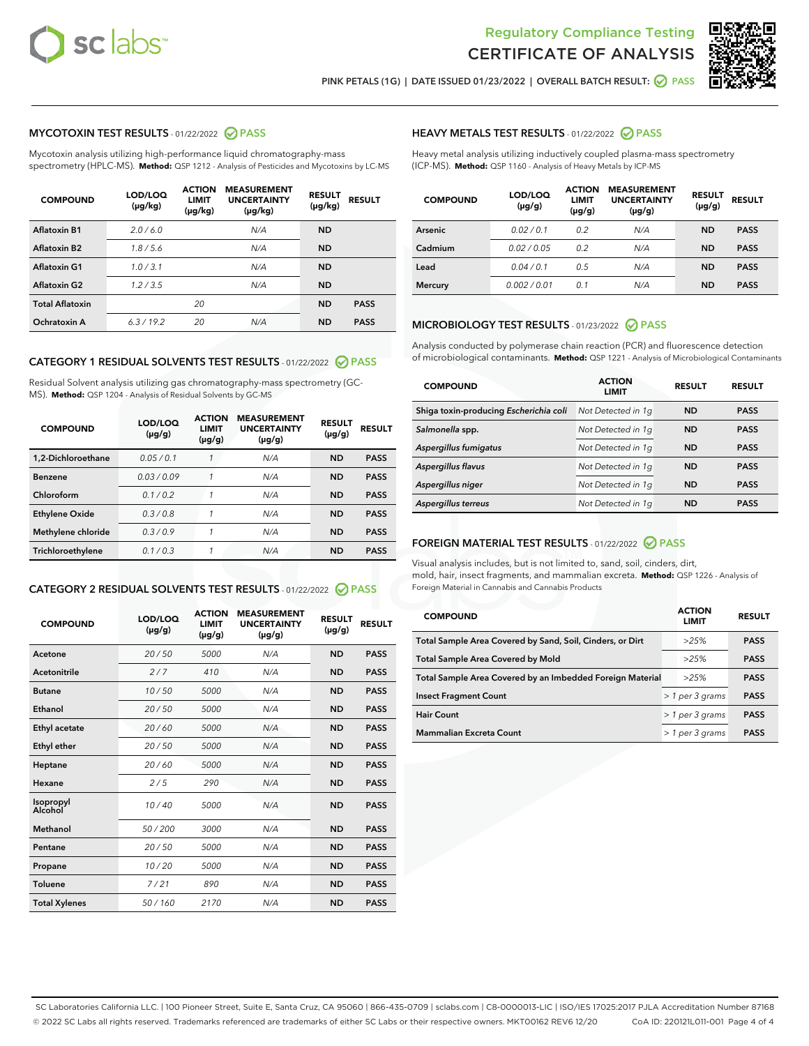Regulatory Compliance Testing
CERTIFICATE OF ANALYSIS

PINK PETALS (1G) | DATE ISSUED 01/23/2022 | OVERALL BATCH RESULT: PASS

## MYCOTOXIN TEST RESULTS - 01/22/2022 PASS

Mycotoxin analysis utilizing high-performance liquid chromatography-mass spectrometry (HPLC-MS). **Method:** QSP 1212 - Analysis of Pesticides and Mycotoxins by LC-MS

| COMPOUND | LOD/LOQ (μg/kg) | ACTION LIMIT (μg/kg) | MEASUREMENT UNCERTAINTY (μg/kg) | RESULT (μg/kg) | RESULT |
|---|---|---|---|---|---|
| Aflatoxin B1 | 2.0 / 6.0 | | N/A | ND | |
| Aflatoxin B2 | 1.8 / 5.6 | | N/A | ND | |
| Aflatoxin G1 | 1.0 / 3.1 | | N/A | ND | |
| Aflatoxin G2 | 1.2 / 3.5 | | N/A | ND | |
| Total Aflatoxin | | 20 | | ND | PASS |
| Ochratoxin A | 6.3 / 19.2 | 20 | N/A | ND | PASS |

## CATEGORY 1 RESIDUAL SOLVENTS TEST RESULTS - 01/22/2022 PASS

Residual Solvent analysis utilizing gas chromatography-mass spectrometry (GC-MS). **Method:** QSP 1204 - Analysis of Residual Solvents by GC-MS

| COMPOUND | LOD/LOQ (μg/g) | ACTION LIMIT (μg/g) | MEASUREMENT UNCERTAINTY (μg/g) | RESULT (μg/g) | RESULT |
|---|---|---|---|---|---|
| 1,2-Dichloroethane | 0.05 / 0.1 | 1 | N/A | ND | PASS |
| Benzene | 0.03 / 0.09 | 1 | N/A | ND | PASS |
| Chloroform | 0.1 / 0.2 | 1 | N/A | ND | PASS |
| Ethylene Oxide | 0.3 / 0.8 | 1 | N/A | ND | PASS |
| Methylene chloride | 0.3 / 0.9 | 1 | N/A | ND | PASS |
| Trichloroethylene | 0.1 / 0.3 | 1 | N/A | ND | PASS |

## CATEGORY 2 RESIDUAL SOLVENTS TEST RESULTS - 01/22/2022 PASS

| COMPOUND | LOD/LOQ (μg/g) | ACTION LIMIT (μg/g) | MEASUREMENT UNCERTAINTY (μg/g) | RESULT (μg/g) | RESULT |
|---|---|---|---|---|---|
| Acetone | 20 / 50 | 5000 | N/A | ND | PASS |
| Acetonitrile | 2 / 7 | 410 | N/A | ND | PASS |
| Butane | 10 / 50 | 5000 | N/A | ND | PASS |
| Ethanol | 20 / 50 | 5000 | N/A | ND | PASS |
| Ethyl acetate | 20 / 60 | 5000 | N/A | ND | PASS |
| Ethyl ether | 20 / 50 | 5000 | N/A | ND | PASS |
| Heptane | 20 / 60 | 5000 | N/A | ND | PASS |
| Hexane | 2 / 5 | 290 | N/A | ND | PASS |
| Isopropyl Alcohol | 10 / 40 | 5000 | N/A | ND | PASS |
| Methanol | 50 / 200 | 3000 | N/A | ND | PASS |
| Pentane | 20 / 50 | 5000 | N/A | ND | PASS |
| Propane | 10 / 20 | 5000 | N/A | ND | PASS |
| Toluene | 7 / 21 | 890 | N/A | ND | PASS |
| Total Xylenes | 50 / 160 | 2170 | N/A | ND | PASS |

## HEAVY METALS TEST RESULTS - 01/22/2022 PASS

Heavy metal analysis utilizing inductively coupled plasma-mass spectrometry (ICP-MS). **Method:** QSP 1160 - Analysis of Heavy Metals by ICP-MS

| COMPOUND | LOD/LOQ (μg/g) | ACTION LIMIT (μg/g) | MEASUREMENT UNCERTAINTY (μg/g) | RESULT (μg/g) | RESULT |
|---|---|---|---|---|---|
| Arsenic | 0.02 / 0.1 | 0.2 | N/A | ND | PASS |
| Cadmium | 0.02 / 0.05 | 0.2 | N/A | ND | PASS |
| Lead | 0.04 / 0.1 | 0.5 | N/A | ND | PASS |
| Mercury | 0.002 / 0.01 | 0.1 | N/A | ND | PASS |

## MICROBIOLOGY TEST RESULTS - 01/23/2022 PASS

Analysis conducted by polymerase chain reaction (PCR) and fluorescence detection of microbiological contaminants. **Method:** QSP 1221 - Analysis of Microbiological Contaminants

| COMPOUND | ACTION LIMIT | RESULT | RESULT |
|---|---|---|---|
| Shiga toxin-producing *Escherichia coli* | Not Detected in 1g | ND | PASS |
| *Salmonella* spp. | Not Detected in 1g | ND | PASS |
| *Aspergillus fumigatus* | Not Detected in 1g | ND | PASS |
| *Aspergillus flavus* | Not Detected in 1g | ND | PASS |
| *Aspergillus niger* | Not Detected in 1g | ND | PASS |
| *Aspergillus terreus* | Not Detected in 1g | ND | PASS |

## FOREIGN MATERIAL TEST RESULTS - 01/22/2022 PASS

Visual analysis includes, but is not limited to, sand, soil, cinders, dirt, mold, hair, insect fragments, and mammalian excreta. **Method:** QSP 1226 - Analysis of Foreign Material in Cannabis and Cannabis Products

| COMPOUND | ACTION LIMIT | RESULT |
|---|---|---|
| Total Sample Area Covered by Sand, Soil, Cinders, or Dirt | >25% | PASS |
| Total Sample Area Covered by Mold | >25% | PASS |
| Total Sample Area Covered by an Imbedded Foreign Material | >25% | PASS |
| Insect Fragment Count | > 1 per 3 grams | PASS |
| Hair Count | > 1 per 3 grams | PASS |
| Mammalian Excreta Count | > 1 per 3 grams | PASS |

SC Laboratories California LLC. | 100 Pioneer Street, Suite E, Santa Cruz, CA 95060 | 866-435-0709 | sclabs.com | C8-0000013-LIC | ISO/IES 17025:2017 PJLA Accreditation Number 87168
© 2022 SC Labs all rights reserved. Trademarks referenced are trademarks of either SC Labs or their respective owners. MKT00162 REV6 12/20 CoA ID: 220121L011-001